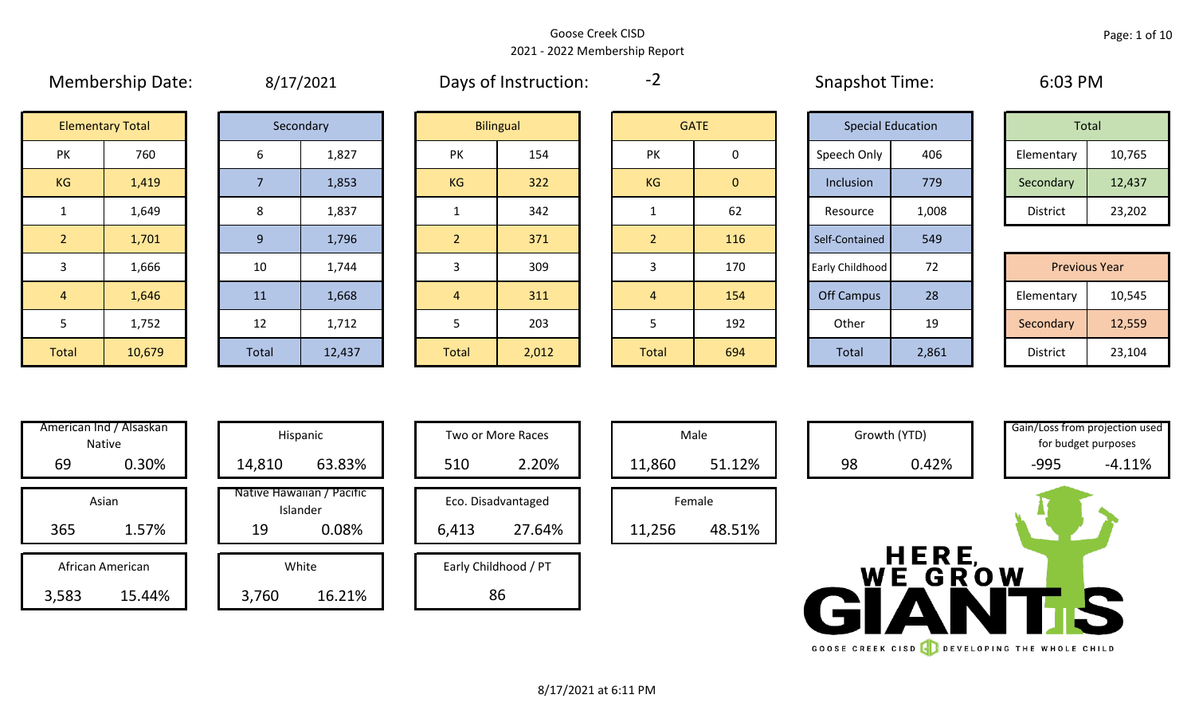Goose Creek CISD
2021 - 2022 Membership Report

Membership Date: 8/17/2021

Days of Instruction: -2

Snapshot Time: 6:03 PM

| Elementary Total | |
|---|---|
| PK | 760 |
| KG | 1,419 |
| 1 | 1,649 |
| 2 | 1,701 |
| 3 | 1,666 |
| 4 | 1,646 |
| 5 | 1,752 |
| Total | 10,679 |

| Secondary | |
|---|---|
| 6 | 1,827 |
| 7 | 1,853 |
| 8 | 1,837 |
| 9 | 1,796 |
| 10 | 1,744 |
| 11 | 1,668 |
| 12 | 1,712 |
| Total | 12,437 |

| Bilingual | |
|---|---|
| PK | 154 |
| KG | 322 |
| 1 | 342 |
| 2 | 371 |
| 3 | 309 |
| 4 | 311 |
| 5 | 203 |
| Total | 2,012 |

| GATE | |
|---|---|
| PK | 0 |
| KG | 0 |
| 1 | 62 |
| 2 | 116 |
| 3 | 170 |
| 4 | 154 |
| 5 | 192 |
| Total | 694 |

| Special Education | |
|---|---|
| Speech Only | 406 |
| Inclusion | 779 |
| Resource | 1,008 |
| Self-Contained | 549 |
| Early Childhood | 72 |
| Off Campus | 28 |
| Other | 19 |
| Total | 2,861 |

| Total | |
|---|---|
| Elementary | 10,765 |
| Secondary | 12,437 |
| District | 23,202 |

| Previous Year | |
|---|---|
| Elementary | 10,545 |
| Secondary | 12,559 |
| District | 23,104 |

| Category | Count | Percent |
|---|---|---|
| American Ind / Alsaskan Native | 69 | 0.30% |
| Asian | 365 | 1.57% |
| African American | 3,583 | 15.44% |
| Hispanic | 14,810 | 63.83% |
| Native Hawaiian / Pacific Islander | 19 | 0.08% |
| White | 3,760 | 16.21% |
| Two or More Races | 510 | 2.20% |
| Eco. Disadvantaged | 6,413 | 27.64% |
| Early Childhood / PT | 86 | |
| Male | 11,860 | 51.12% |
| Female | 11,256 | 48.51% |
| Growth (YTD) | 98 | 0.42% |
| Gain/Loss from projection used for budget purposes | -995 | -4.11% |

HERE, WE GROW GIANTS

GOOSE CREEK CISD DEVELOPING THE WHOLE CHILD

8/17/2021 at 6:11 PM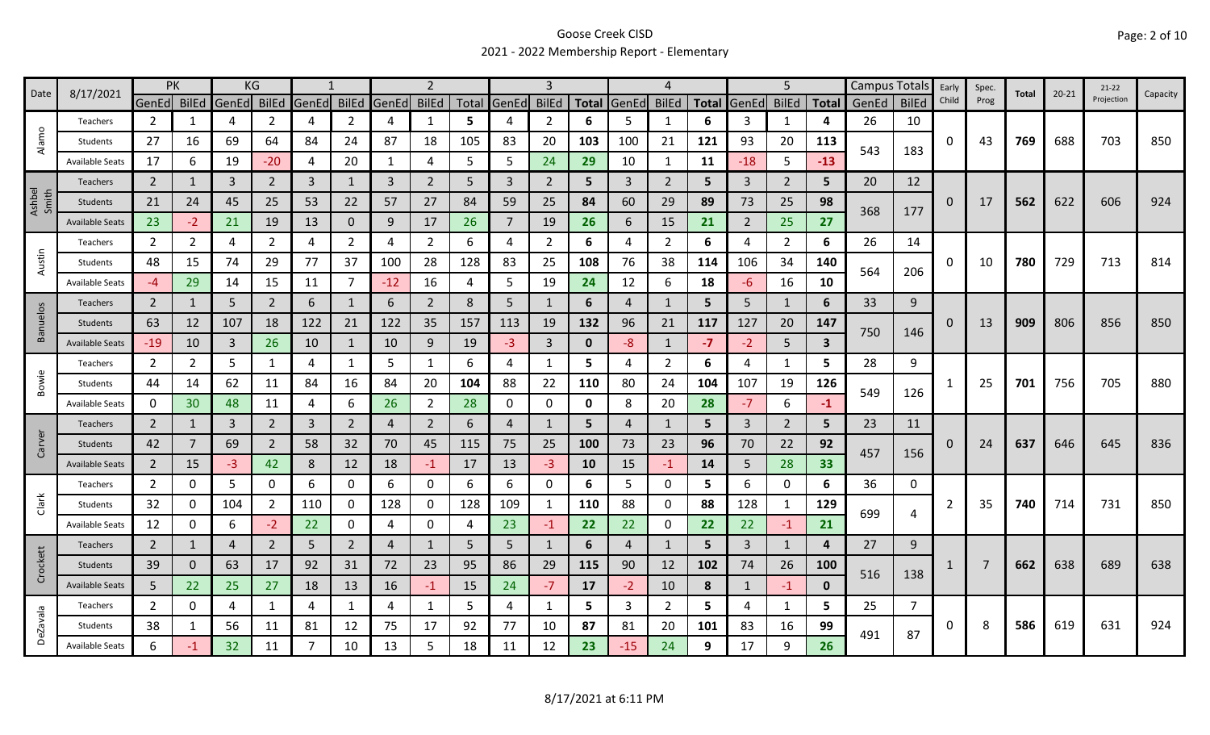# Goose Creek CISD

## 2021 - 2022 Membership Report - Elementary

| Date | 8/17/2021 | PK | | KG | | 1 | | 2 | | | 3 | | | 4 | | | 5 | | | Campus Totals | | Early Child | Spec. Prog | Total | 20-21 | 21-22 Projection | Capacity |
|---|---|---|---|---|---|---|---|---|---|---|---|---|---|---|---|---|---|---|---|---|---|---|---|---|---|---|---|
| | | GenEd | BilEd | GenEd | BilEd | GenEd | BilEd | GenEd | BilEd | Total | GenEd | BilEd | Total | GenEd | BilEd | Total | GenEd | BilEd | Total | GenEd | BilEd | | | | | | |
| Alamo | Teachers | 2 | 1 | 4 | 2 | 4 | 2 | 4 | 1 | 5 | 4 | 2 | **6** | 5 | 1 | **6** | 3 | 1 | **4** | 26 | 10 | 0 | 43 | **769** | 688 | 703 | 850 |
| | Students | 27 | 16 | 69 | 64 | 84 | 24 | 87 | 18 | 105 | 83 | 20 | **103** | 100 | 21 | **121** | 93 | 20 | **113** | 543 | 183 | | | | | | |
| | Available Seats | 17 | 6 | 19 | -20 | 4 | 20 | 1 | 4 | 5 | 5 | 24 | **29** | 10 | 1 | **11** | -18 | 5 | **-13** | | | | | | | | |
| Ashbel Smith | Teachers | 2 | 1 | 3 | 2 | 3 | 1 | 3 | 2 | 5 | 3 | 2 | **5** | 3 | 2 | **5** | 3 | 2 | **5** | 20 | 12 | 0 | 17 | **562** | 622 | 606 | 924 |
| | Students | 21 | 24 | 45 | 25 | 53 | 22 | 57 | 27 | 84 | 59 | 25 | **84** | 60 | 29 | **89** | 73 | 25 | **98** | 368 | 177 | | | | | | |
| | Available Seats | 23 | -2 | 21 | 19 | 13 | 0 | 9 | 17 | 26 | 7 | 19 | **26** | 6 | 15 | **21** | 2 | 25 | **27** | | | | | | | | |
| Austin | Teachers | 2 | 2 | 4 | 2 | 4 | 2 | 4 | 2 | 6 | 4 | 2 | **6** | 4 | 2 | **6** | 4 | 2 | **6** | 26 | 14 | 0 | 10 | **780** | 729 | 713 | 814 |
| | Students | 48 | 15 | 74 | 29 | 77 | 37 | 100 | 28 | 128 | 83 | 25 | **108** | 76 | 38 | **114** | 106 | 34 | **140** | 564 | 206 | | | | | | |
| | Available Seats | -4 | 29 | 14 | 15 | 11 | 7 | -12 | 16 | 4 | 5 | 19 | **24** | 12 | 6 | **18** | -6 | 16 | **10** | | | | | | | | |
| Banuelos | Teachers | 2 | 1 | 5 | 2 | 6 | 1 | 6 | 2 | 8 | 5 | 1 | **6** | 4 | 1 | **5** | 5 | 1 | **6** | 33 | 9 | 0 | 13 | **909** | 806 | 856 | 850 |
| | Students | 63 | 12 | 107 | 18 | 122 | 21 | 122 | 35 | 157 | 113 | 19 | **132** | 96 | 21 | **117** | 127 | 20 | **147** | 750 | 146 | | | | | | |
| | Available Seats | -19 | 10 | 3 | 26 | 10 | 1 | 10 | 9 | 19 | -3 | 3 | **0** | -8 | 1 | **-7** | -2 | 5 | **3** | | | | | | | | |
| Bowie | Teachers | 2 | 2 | 5 | 1 | 4 | 1 | 5 | 1 | 6 | 4 | 1 | **5** | 4 | 2 | **6** | 4 | 1 | **5** | 28 | 9 | 1 | 25 | **701** | 756 | 705 | 880 |
| | Students | 44 | 14 | 62 | 11 | 84 | 16 | 84 | 20 | **104** | 88 | 22 | **110** | 80 | 24 | **104** | 107 | 19 | **126** | 549 | 126 | | | | | | |
| | Available Seats | 0 | 30 | 48 | 11 | 4 | 6 | 26 | 2 | 28 | 0 | 0 | **0** | 8 | 20 | **28** | -7 | 6 | **-1** | | | | | | | | |
| Carver | Teachers | 2 | 1 | 3 | 2 | 3 | 2 | 4 | 2 | 6 | 4 | 1 | **5** | 4 | 1 | **5** | 3 | 2 | **5** | 23 | 11 | 0 | 24 | **637** | 646 | 645 | 836 |
| | Students | 42 | 7 | 69 | 2 | 58 | 32 | 70 | 45 | 115 | 75 | 25 | **100** | 73 | 23 | **96** | 70 | 22 | **92** | 457 | 156 | | | | | | |
| | Available Seats | 2 | 15 | -3 | 42 | 8 | 12 | 18 | -1 | 17 | 13 | -3 | **10** | 15 | -1 | **14** | 5 | 28 | **33** | | | | | | | | |
| Clark | Teachers | 2 | 0 | 5 | 0 | 6 | 0 | 6 | 0 | 6 | 6 | 0 | **6** | 5 | 0 | **5** | 6 | 0 | **6** | 36 | 0 | 2 | 35 | **740** | 714 | 731 | 850 |
| | Students | 32 | 0 | 104 | 2 | 110 | 0 | 128 | 0 | 128 | 109 | 1 | **110** | 88 | 0 | **88** | 128 | 1 | **129** | 699 | 4 | | | | | | |
| | Available Seats | 12 | 0 | 6 | -2 | 22 | 0 | 4 | 0 | 4 | 23 | -1 | **22** | 22 | 0 | **22** | 22 | -1 | **21** | | | | | | | | |
| Crockett | Teachers | 2 | 1 | 4 | 2 | 5 | 2 | 4 | 1 | 5 | 5 | 1 | **6** | 4 | 1 | **5** | 3 | 1 | **4** | 27 | 9 | 1 | 7 | **662** | 638 | 689 | 638 |
| | Students | 39 | 0 | 63 | 17 | 92 | 31 | 72 | 23 | 95 | 86 | 29 | **115** | 90 | 12 | **102** | 74 | 26 | **100** | 516 | 138 | | | | | | |
| | Available Seats | 5 | 22 | 25 | 27 | 18 | 13 | 16 | -1 | 15 | 24 | -7 | **17** | -2 | 10 | **8** | 1 | -1 | **0** | | | | | | | | |
| DeZavala | Teachers | 2 | 0 | 4 | 1 | 4 | 1 | 4 | 1 | 5 | 4 | 1 | **5** | 3 | 2 | **5** | 4 | 1 | **5** | 25 | 7 | 0 | 8 | **586** | 619 | 631 | 924 |
| | Students | 38 | 1 | 56 | 11 | 81 | 12 | 75 | 17 | 92 | 77 | 10 | **87** | 81 | 20 | **101** | 83 | 16 | **99** | 491 | 87 | | | | | | |
| | Available Seats | 6 | -1 | 32 | 11 | 7 | 10 | 13 | 5 | 18 | 11 | 12 | **23** | -15 | 24 | **9** | 17 | 9 | **26** | | | | | | | | |

8/17/2021 at 6:11 PM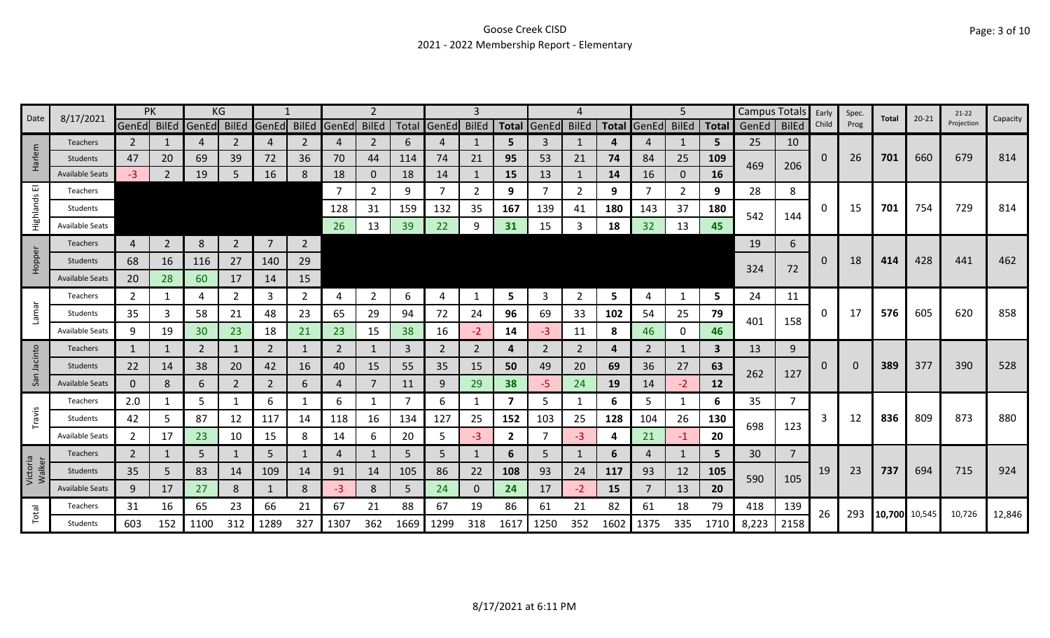# Goose Creek CISD
## 2021 - 2022 Membership Report - Elementary

| Date | 8/17/2021 | PK | | KG | | 1 | | 2 | | | 3 | | | 4 | | | 5 | | | Campus Totals | | Early Child | Spec. Prog | Total | 20-21 | 21-22 Projection | Capacity |
|---|---|---|---|---|---|---|---|---|---|---|---|---|---|---|---|---|---|---|---|---|---|---|---|---|---|---|---|
| | | GenEd | BilEd | GenEd | BilEd | GenEd | BilEd | GenEd | BilEd | Total | GenEd | BilEd | Total | GenEd | BilEd | Total | GenEd | BilEd | Total | GenEd | BilEd | | | | | | |
| Harlem | Teachers | 2 | 1 | 4 | 2 | 4 | 2 | 4 | 2 | 6 | 4 | 1 | **5** | 3 | 1 | **4** | 4 | 1 | **5** | 25 | 10 | 0 | 26 | **701** | 660 | 679 | 814 |
| | Students | 47 | 20 | 69 | 39 | 72 | 36 | 70 | 44 | 114 | 74 | 21 | **95** | 53 | 21 | **74** | 84 | 25 | **109** | 469 | 206 | | | | | | |
| | Available Seats | -3 | 2 | 19 | 5 | 16 | 8 | 18 | 0 | 18 | 14 | 1 | **15** | 13 | 1 | **14** | 16 | 0 | **16** | | | | | | | | |
| Highlands El | Teachers | | | | | | | 7 | 2 | 9 | 7 | 2 | **9** | 7 | 2 | **9** | 7 | 2 | **9** | 28 | 8 | 0 | 15 | **701** | 754 | 729 | 814 |
| | Students | | | | | | | 128 | 31 | 159 | 132 | 35 | **167** | 139 | 41 | **180** | 143 | 37 | **180** | 542 | 144 | | | | | | |
| | Available Seats | | | | | | | 26 | 13 | 39 | 22 | 9 | **31** | 15 | 3 | **18** | 32 | 13 | **45** | | | | | | | | |
| Hopper | Teachers | 4 | 2 | 8 | 2 | 7 | 2 | | | | | | | | | | | | | 19 | 6 | 0 | 18 | **414** | 428 | 441 | 462 |
| | Students | 68 | 16 | 116 | 27 | 140 | 29 | | | | | | | | | | | | | 324 | 72 | | | | | | |
| | Available Seats | 20 | 28 | 60 | 17 | 14 | 15 | | | | | | | | | | | | | | | | | | | | |
| Lamar | Teachers | 2 | 1 | 4 | 2 | 3 | 2 | 4 | 2 | 6 | 4 | 1 | **5** | 3 | 2 | **5** | 4 | 1 | **5** | 24 | 11 | 0 | 17 | **576** | 605 | 620 | 858 |
| | Students | 35 | 3 | 58 | 21 | 48 | 23 | 65 | 29 | 94 | 72 | 24 | **96** | 69 | 33 | **102** | 54 | 25 | **79** | 401 | 158 | | | | | | |
| | Available Seats | 9 | 19 | 30 | 23 | 18 | 21 | 23 | 15 | 38 | 16 | -2 | **14** | -3 | 11 | **8** | 46 | 0 | **46** | | | | | | | | |
| San Jacinto | Teachers | 1 | 1 | 2 | 1 | 2 | 1 | 2 | 1 | 3 | 2 | 2 | **4** | 2 | 2 | **4** | 2 | 1 | **3** | 13 | 9 | 0 | 0 | **389** | 377 | 390 | 528 |
| | Students | 22 | 14 | 38 | 20 | 42 | 16 | 40 | 15 | 55 | 35 | 15 | **50** | 49 | 20 | **69** | 36 | 27 | **63** | 262 | 127 | | | | | | |
| | Available Seats | 0 | 8 | 6 | 2 | 2 | 6 | 4 | 7 | 11 | 9 | 29 | **38** | -5 | 24 | **19** | 14 | -2 | **12** | | | | | | | | |
| Travis | Teachers | 2.0 | 1 | 5 | 1 | 6 | 1 | 6 | 1 | 7 | 6 | 1 | **7** | 5 | 1 | **6** | 5 | 1 | **6** | 35 | 7 | 3 | 12 | **836** | 809 | 873 | 880 |
| | Students | 42 | 5 | 87 | 12 | 117 | 14 | 118 | 16 | 134 | 127 | 25 | **152** | 103 | 25 | **128** | 104 | 26 | **130** | 698 | 123 | | | | | | |
| | Available Seats | 2 | 17 | 23 | 10 | 15 | 8 | 14 | 6 | 20 | 5 | -3 | **2** | 7 | -3 | **4** | 21 | -1 | **20** | | | | | | | | |
| Victoria Walker | Teachers | 2 | 1 | 5 | 1 | 5 | 1 | 4 | 1 | 5 | 5 | 1 | **6** | 5 | 1 | **6** | 4 | 1 | **5** | 30 | 7 | 19 | 23 | **737** | 694 | 715 | 924 |
| | Students | 35 | 5 | 83 | 14 | 109 | 14 | 91 | 14 | 105 | 86 | 22 | **108** | 93 | 24 | **117** | 93 | 12 | **105** | 590 | 105 | | | | | | |
| | Available Seats | 9 | 17 | 27 | 8 | 1 | 8 | -3 | 8 | 5 | 24 | 0 | **24** | 17 | -2 | **15** | 7 | 13 | **20** | | | | | | | | |
| Total | Teachers | 31 | 16 | 65 | 23 | 66 | 21 | 67 | 21 | 88 | 67 | 19 | 86 | 61 | 21 | 82 | 61 | 18 | 79 | 418 | 139 | 26 | 293 | **10,700** | 10,545 | 10,726 | 12,846 |
| | Students | 603 | 152 | 1100 | 312 | 1289 | 327 | 1307 | 362 | 1669 | 1299 | 318 | 1617 | 1250 | 352 | 1602 | 1375 | 335 | 1710 | 8,223 | 2158 | | | | | | |

8/17/2021 at 6:11 PM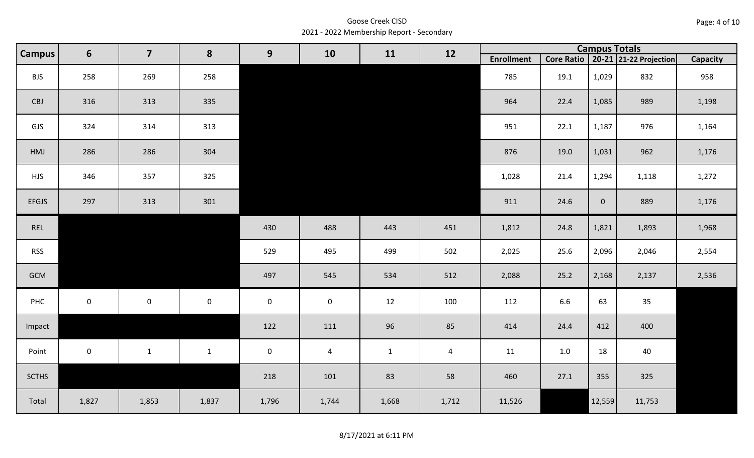Goose Creek CISD
2021 - 2022 Membership Report - Secondary

| Campus | 6 | 7 | 8 | 9 | 10 | 11 | 12 | Campus Totals | | | | |
|---|---|---|---|---|---|---|---|---|---|---|---|---|
| | | | | | | | | Enrollment | Core Ratio | 20-21 | 21-22 Projection | Capacity |
| BJS | 258 | 269 | 258 | | | | | 785 | 19.1 | 1,029 | 832 | 958 |
| CBJ | 316 | 313 | 335 | | | | | 964 | 22.4 | 1,085 | 989 | 1,198 |
| GJS | 324 | 314 | 313 | | | | | 951 | 22.1 | 1,187 | 976 | 1,164 |
| HMJ | 286 | 286 | 304 | | | | | 876 | 19.0 | 1,031 | 962 | 1,176 |
| HJS | 346 | 357 | 325 | | | | | 1,028 | 21.4 | 1,294 | 1,118 | 1,272 |
| EFGJS | 297 | 313 | 301 | | | | | 911 | 24.6 | 0 | 889 | 1,176 |
| REL | | | | 430 | 488 | 443 | 451 | 1,812 | 24.8 | 1,821 | 1,893 | 1,968 |
| RSS | | | | 529 | 495 | 499 | 502 | 2,025 | 25.6 | 2,096 | 2,046 | 2,554 |
| GCM | | | | 497 | 545 | 534 | 512 | 2,088 | 25.2 | 2,168 | 2,137 | 2,536 |
| PHC | 0 | 0 | 0 | 0 | 0 | 12 | 100 | 112 | 6.6 | 63 | 35 | |
| Impact | | | | 122 | 111 | 96 | 85 | 414 | 24.4 | 412 | 400 | |
| Point | 0 | 1 | 1 | 0 | 4 | 1 | 4 | 11 | 1.0 | 18 | 40 | |
| SCTHS | | | | 218 | 101 | 83 | 58 | 460 | 27.1 | 355 | 325 | |
| Total | 1,827 | 1,853 | 1,837 | 1,796 | 1,744 | 1,668 | 1,712 | 11,526 | | 12,559 | 11,753 | |

8/17/2021 at 6:11 PM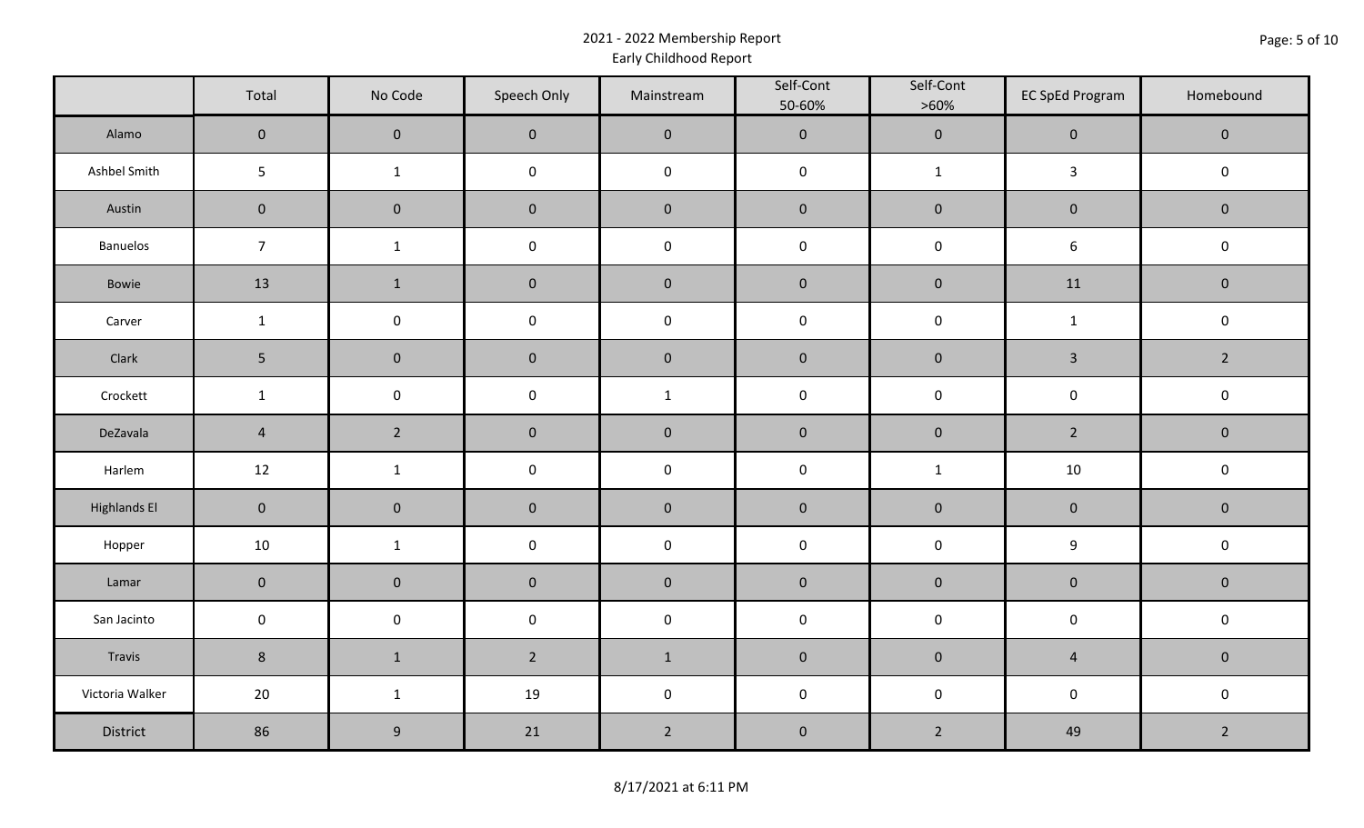# 2021 - 2022 Membership Report

## Early Childhood Report

| | Total | No Code | Speech Only | Mainstream | Self-Cont 50-60% | Self-Cont >60% | EC SpEd Program | Homebound |
|---|---|---|---|---|---|---|---|---|
| Alamo | 0 | 0 | 0 | 0 | 0 | 0 | 0 | 0 |
| Ashbel Smith | 5 | 1 | 0 | 0 | 0 | 1 | 3 | 0 |
| Austin | 0 | 0 | 0 | 0 | 0 | 0 | 0 | 0 |
| Banuelos | 7 | 1 | 0 | 0 | 0 | 0 | 6 | 0 |
| Bowie | 13 | 1 | 0 | 0 | 0 | 0 | 11 | 0 |
| Carver | 1 | 0 | 0 | 0 | 0 | 0 | 1 | 0 |
| Clark | 5 | 0 | 0 | 0 | 0 | 0 | 3 | 2 |
| Crockett | 1 | 0 | 0 | 1 | 0 | 0 | 0 | 0 |
| DeZavala | 4 | 2 | 0 | 0 | 0 | 0 | 2 | 0 |
| Harlem | 12 | 1 | 0 | 0 | 0 | 1 | 10 | 0 |
| Highlands El | 0 | 0 | 0 | 0 | 0 | 0 | 0 | 0 |
| Hopper | 10 | 1 | 0 | 0 | 0 | 0 | 9 | 0 |
| Lamar | 0 | 0 | 0 | 0 | 0 | 0 | 0 | 0 |
| San Jacinto | 0 | 0 | 0 | 0 | 0 | 0 | 0 | 0 |
| Travis | 8 | 1 | 2 | 1 | 0 | 0 | 4 | 0 |
| Victoria Walker | 20 | 1 | 19 | 0 | 0 | 0 | 0 | 0 |
| District | 86 | 9 | 21 | 2 | 0 | 2 | 49 | 2 |

8/17/2021 at 6:11 PM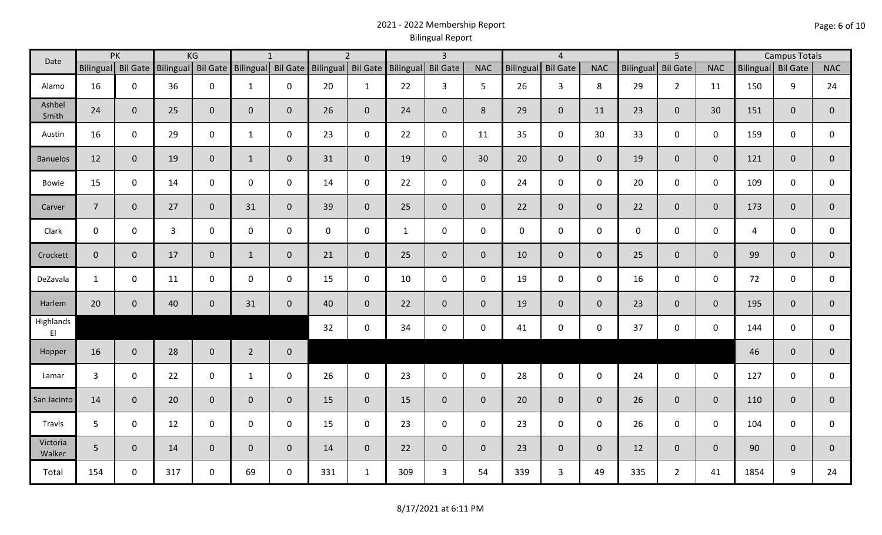# 2021 - 2022 Membership Report
## Bilingual Report

| Date | PK | | KG | | 1 | | 2 | | 3 | | | 4 | | | 5 | | | Campus Totals | | |
|---|---|---|---|---|---|---|---|---|---|---|---|---|---|---|---|---|---|---|---|---|
| | Bilingual | Bil Gate | Bilingual | Bil Gate | Bilingual | Bil Gate | Bilingual | Bil Gate | Bilingual | Bil Gate | NAC | Bilingual | Bil Gate | NAC | Bilingual | Bil Gate | NAC | Bilingual | Bil Gate | NAC |
| Alamo | 16 | 0 | 36 | 0 | 1 | 0 | 20 | 1 | 22 | 3 | 5 | 26 | 3 | 8 | 29 | 2 | 11 | 150 | 9 | 24 |
| Ashbel Smith | 24 | 0 | 25 | 0 | 0 | 0 | 26 | 0 | 24 | 0 | 8 | 29 | 0 | 11 | 23 | 0 | 30 | 151 | 0 | 0 |
| Austin | 16 | 0 | 29 | 0 | 1 | 0 | 23 | 0 | 22 | 0 | 11 | 35 | 0 | 30 | 33 | 0 | 0 | 159 | 0 | 0 |
| Banuelos | 12 | 0 | 19 | 0 | 1 | 0 | 31 | 0 | 19 | 0 | 30 | 20 | 0 | 0 | 19 | 0 | 0 | 121 | 0 | 0 |
| Bowie | 15 | 0 | 14 | 0 | 0 | 0 | 14 | 0 | 22 | 0 | 0 | 24 | 0 | 0 | 20 | 0 | 0 | 109 | 0 | 0 |
| Carver | 7 | 0 | 27 | 0 | 31 | 0 | 39 | 0 | 25 | 0 | 0 | 22 | 0 | 0 | 22 | 0 | 0 | 173 | 0 | 0 |
| Clark | 0 | 0 | 3 | 0 | 0 | 0 | 0 | 0 | 1 | 0 | 0 | 0 | 0 | 0 | 0 | 0 | 0 | 4 | 0 | 0 |
| Crockett | 0 | 0 | 17 | 0 | 1 | 0 | 21 | 0 | 25 | 0 | 0 | 10 | 0 | 0 | 25 | 0 | 0 | 99 | 0 | 0 |
| DeZavala | 1 | 0 | 11 | 0 | 0 | 0 | 15 | 0 | 10 | 0 | 0 | 19 | 0 | 0 | 16 | 0 | 0 | 72 | 0 | 0 |
| Harlem | 20 | 0 | 40 | 0 | 31 | 0 | 40 | 0 | 22 | 0 | 0 | 19 | 0 | 0 | 23 | 0 | 0 | 195 | 0 | 0 |
| Highlands El | | | | | | | 32 | 0 | 34 | 0 | 0 | 41 | 0 | 0 | 37 | 0 | 0 | 144 | 0 | 0 |
| Hopper | 16 | 0 | 28 | 0 | 2 | 0 | | | | | | | | | | | | 46 | 0 | 0 |
| Lamar | 3 | 0 | 22 | 0 | 1 | 0 | 26 | 0 | 23 | 0 | 0 | 28 | 0 | 0 | 24 | 0 | 0 | 127 | 0 | 0 |
| San Jacinto | 14 | 0 | 20 | 0 | 0 | 0 | 15 | 0 | 15 | 0 | 0 | 20 | 0 | 0 | 26 | 0 | 0 | 110 | 0 | 0 |
| Travis | 5 | 0 | 12 | 0 | 0 | 0 | 15 | 0 | 23 | 0 | 0 | 23 | 0 | 0 | 26 | 0 | 0 | 104 | 0 | 0 |
| Victoria Walker | 5 | 0 | 14 | 0 | 0 | 0 | 14 | 0 | 22 | 0 | 0 | 23 | 0 | 0 | 12 | 0 | 0 | 90 | 0 | 0 |
| Total | 154 | 0 | 317 | 0 | 69 | 0 | 331 | 1 | 309 | 3 | 54 | 339 | 3 | 49 | 335 | 2 | 41 | 1854 | 9 | 24 |

8/17/2021 at 6:11 PM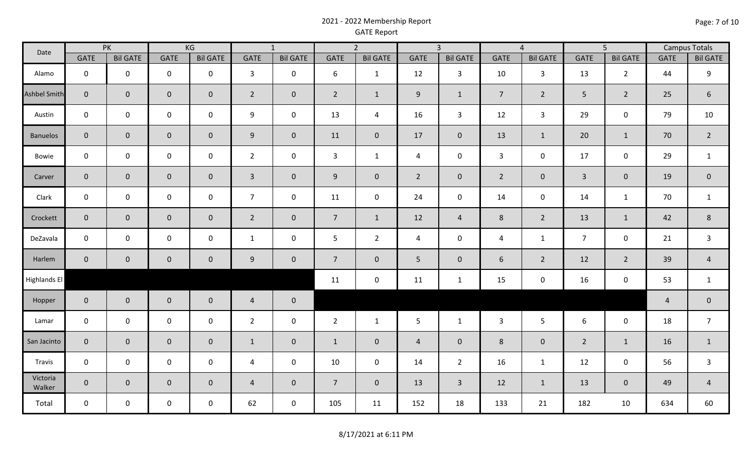# 2021 - 2022 Membership Report
## GATE Report

| Date | PK | | KG | | 1 | | 2 | | 3 | | 4 | | 5 | | Campus Totals | |
|---|---|---|---|---|---|---|---|---|---|---|---|---|---|---|---|---|
| | GATE | Bil GATE | GATE | Bil GATE | GATE | Bil GATE | GATE | Bil GATE | GATE | Bil GATE | GATE | Bil GATE | GATE | Bil GATE | GATE | Bil GATE |
| Alamo | 0 | 0 | 0 | 0 | 3 | 0 | 6 | 1 | 12 | 3 | 10 | 3 | 13 | 2 | 44 | 9 |
| Ashbel Smith | 0 | 0 | 0 | 0 | 2 | 0 | 2 | 1 | 9 | 1 | 7 | 2 | 5 | 2 | 25 | 6 |
| Austin | 0 | 0 | 0 | 0 | 9 | 0 | 13 | 4 | 16 | 3 | 12 | 3 | 29 | 0 | 79 | 10 |
| Banuelos | 0 | 0 | 0 | 0 | 9 | 0 | 11 | 0 | 17 | 0 | 13 | 1 | 20 | 1 | 70 | 2 |
| Bowie | 0 | 0 | 0 | 0 | 2 | 0 | 3 | 1 | 4 | 0 | 3 | 0 | 17 | 0 | 29 | 1 |
| Carver | 0 | 0 | 0 | 0 | 3 | 0 | 9 | 0 | 2 | 0 | 2 | 0 | 3 | 0 | 19 | 0 |
| Clark | 0 | 0 | 0 | 0 | 7 | 0 | 11 | 0 | 24 | 0 | 14 | 0 | 14 | 1 | 70 | 1 |
| Crockett | 0 | 0 | 0 | 0 | 2 | 0 | 7 | 1 | 12 | 4 | 8 | 2 | 13 | 1 | 42 | 8 |
| DeZavala | 0 | 0 | 0 | 0 | 1 | 0 | 5 | 2 | 4 | 0 | 4 | 1 | 7 | 0 | 21 | 3 |
| Harlem | 0 | 0 | 0 | 0 | 9 | 0 | 7 | 0 | 5 | 0 | 6 | 2 | 12 | 2 | 39 | 4 |
| Highlands El | | | | | | | 11 | 0 | 11 | 1 | 15 | 0 | 16 | 0 | 53 | 1 |
| Hopper | 0 | 0 | 0 | 0 | 4 | 0 | | | | | | | | | 4 | 0 |
| Lamar | 0 | 0 | 0 | 0 | 2 | 0 | 2 | 1 | 5 | 1 | 3 | 5 | 6 | 0 | 18 | 7 |
| San Jacinto | 0 | 0 | 0 | 0 | 1 | 0 | 1 | 0 | 4 | 0 | 8 | 0 | 2 | 1 | 16 | 1 |
| Travis | 0 | 0 | 0 | 0 | 4 | 0 | 10 | 0 | 14 | 2 | 16 | 1 | 12 | 0 | 56 | 3 |
| Victoria Walker | 0 | 0 | 0 | 0 | 4 | 0 | 7 | 0 | 13 | 3 | 12 | 1 | 13 | 0 | 49 | 4 |
| Total | 0 | 0 | 0 | 0 | 62 | 0 | 105 | 11 | 152 | 18 | 133 | 21 | 182 | 10 | 634 | 60 |

8/17/2021 at 6:11 PM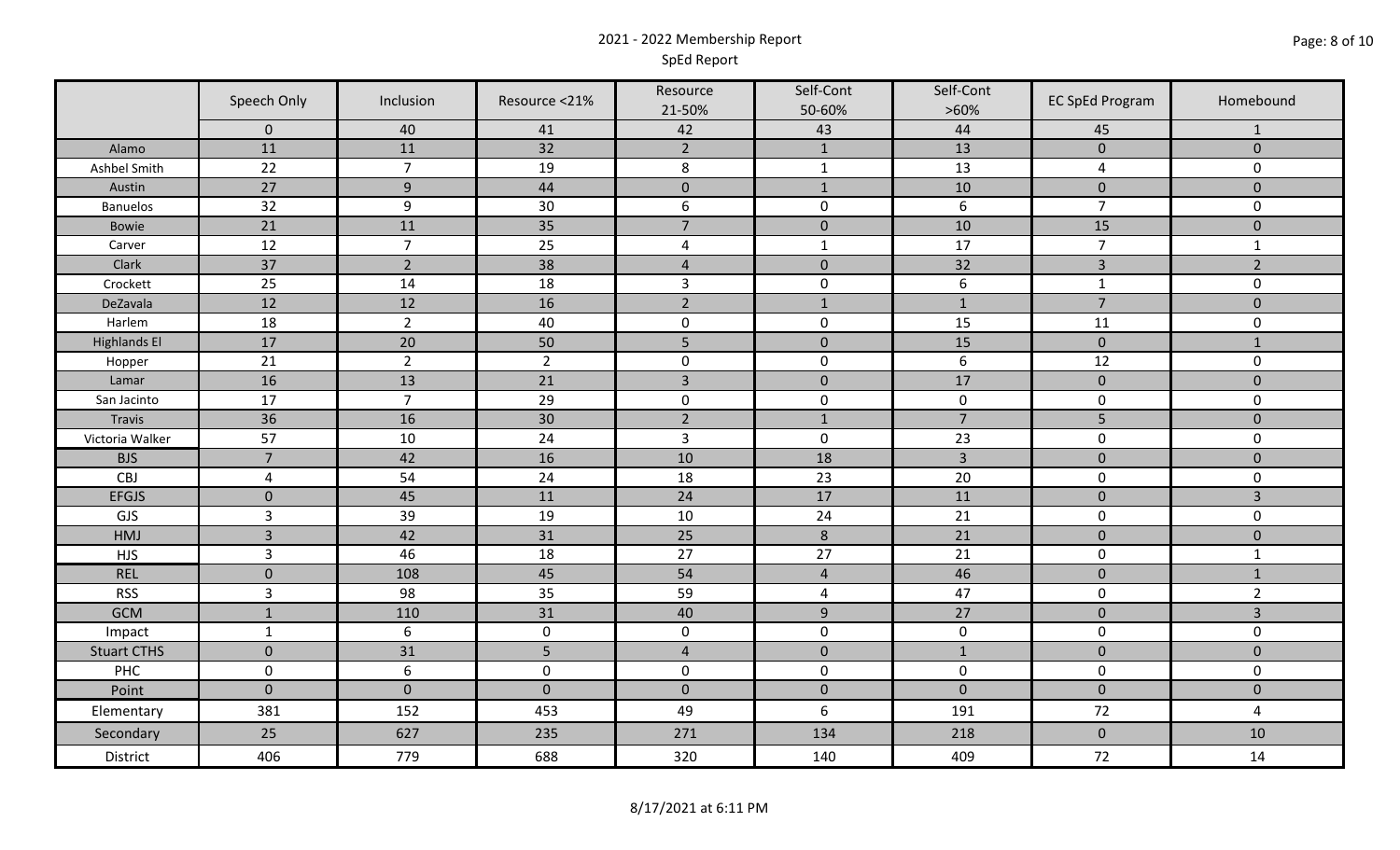# 2021 - 2022 Membership Report
## SpEd Report

| | Speech Only | Inclusion | Resource <21% | Resource 21-50% | Self-Cont 50-60% | Self-Cont >60% | EC SpEd Program | Homebound |
|---|---|---|---|---|---|---|---|---|
| | 0 | 40 | 41 | 42 | 43 | 44 | 45 | 1 |
| Alamo | 11 | 11 | 32 | 2 | 1 | 13 | 0 | 0 |
| Ashbel Smith | 22 | 7 | 19 | 8 | 1 | 13 | 4 | 0 |
| Austin | 27 | 9 | 44 | 0 | 1 | 10 | 0 | 0 |
| Banuelos | 32 | 9 | 30 | 6 | 0 | 6 | 7 | 0 |
| Bowie | 21 | 11 | 35 | 7 | 0 | 10 | 15 | 0 |
| Carver | 12 | 7 | 25 | 4 | 1 | 17 | 7 | 1 |
| Clark | 37 | 2 | 38 | 4 | 0 | 32 | 3 | 2 |
| Crockett | 25 | 14 | 18 | 3 | 0 | 6 | 1 | 0 |
| DeZavala | 12 | 12 | 16 | 2 | 1 | 1 | 7 | 0 |
| Harlem | 18 | 2 | 40 | 0 | 0 | 15 | 11 | 0 |
| Highlands El | 17 | 20 | 50 | 5 | 0 | 15 | 0 | 1 |
| Hopper | 21 | 2 | 2 | 0 | 0 | 6 | 12 | 0 |
| Lamar | 16 | 13 | 21 | 3 | 0 | 17 | 0 | 0 |
| San Jacinto | 17 | 7 | 29 | 0 | 0 | 0 | 0 | 0 |
| Travis | 36 | 16 | 30 | 2 | 1 | 7 | 5 | 0 |
| Victoria Walker | 57 | 10 | 24 | 3 | 0 | 23 | 0 | 0 |
| BJS | 7 | 42 | 16 | 10 | 18 | 3 | 0 | 0 |
| CBJ | 4 | 54 | 24 | 18 | 23 | 20 | 0 | 0 |
| EFGJS | 0 | 45 | 11 | 24 | 17 | 11 | 0 | 3 |
| GJS | 3 | 39 | 19 | 10 | 24 | 21 | 0 | 0 |
| HMJ | 3 | 42 | 31 | 25 | 8 | 21 | 0 | 0 |
| HJS | 3 | 46 | 18 | 27 | 27 | 21 | 0 | 1 |
| REL | 0 | 108 | 45 | 54 | 4 | 46 | 0 | 1 |
| RSS | 3 | 98 | 35 | 59 | 4 | 47 | 0 | 2 |
| GCM | 1 | 110 | 31 | 40 | 9 | 27 | 0 | 3 |
| Impact | 1 | 6 | 0 | 0 | 0 | 0 | 0 | 0 |
| Stuart CTHS | 0 | 31 | 5 | 4 | 0 | 1 | 0 | 0 |
| PHC | 0 | 6 | 0 | 0 | 0 | 0 | 0 | 0 |
| Point | 0 | 0 | 0 | 0 | 0 | 0 | 0 | 0 |
| Elementary | 381 | 152 | 453 | 49 | 6 | 191 | 72 | 4 |
| Secondary | 25 | 627 | 235 | 271 | 134 | 218 | 0 | 10 |
| District | 406 | 779 | 688 | 320 | 140 | 409 | 72 | 14 |

8/17/2021 at 6:11 PM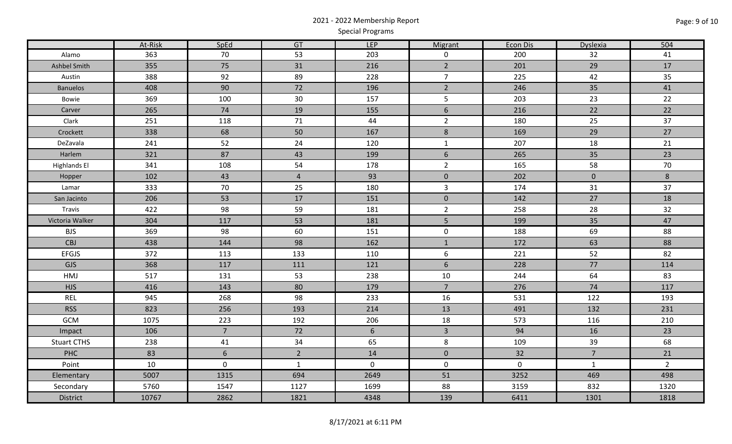# 2021 - 2022 Membership Report

## Special Programs

| | At-Risk | SpEd | GT | LEP | Migrant | Econ Dis | Dyslexia | 504 |
|---|---|---|---|---|---|---|---|---|
| Alamo | 363 | 70 | 53 | 203 | 0 | 200 | 32 | 41 |
| Ashbel Smith | 355 | 75 | 31 | 216 | 2 | 201 | 29 | 17 |
| Austin | 388 | 92 | 89 | 228 | 7 | 225 | 42 | 35 |
| Banuelos | 408 | 90 | 72 | 196 | 2 | 246 | 35 | 41 |
| Bowie | 369 | 100 | 30 | 157 | 5 | 203 | 23 | 22 |
| Carver | 265 | 74 | 19 | 155 | 6 | 216 | 22 | 22 |
| Clark | 251 | 118 | 71 | 44 | 2 | 180 | 25 | 37 |
| Crockett | 338 | 68 | 50 | 167 | 8 | 169 | 29 | 27 |
| DeZavala | 241 | 52 | 24 | 120 | 1 | 207 | 18 | 21 |
| Harlem | 321 | 87 | 43 | 199 | 6 | 265 | 35 | 23 |
| Highlands El | 341 | 108 | 54 | 178 | 2 | 165 | 58 | 70 |
| Hopper | 102 | 43 | 4 | 93 | 0 | 202 | 0 | 8 |
| Lamar | 333 | 70 | 25 | 180 | 3 | 174 | 31 | 37 |
| San Jacinto | 206 | 53 | 17 | 151 | 0 | 142 | 27 | 18 |
| Travis | 422 | 98 | 59 | 181 | 2 | 258 | 28 | 32 |
| Victoria Walker | 304 | 117 | 53 | 181 | 5 | 199 | 35 | 47 |
| BJS | 369 | 98 | 60 | 151 | 0 | 188 | 69 | 88 |
| CBJ | 438 | 144 | 98 | 162 | 1 | 172 | 63 | 88 |
| EFGJS | 372 | 113 | 133 | 110 | 6 | 221 | 52 | 82 |
| GJS | 368 | 117 | 111 | 121 | 6 | 228 | 77 | 114 |
| HMJ | 517 | 131 | 53 | 238 | 10 | 244 | 64 | 83 |
| HJS | 416 | 143 | 80 | 179 | 7 | 276 | 74 | 117 |
| REL | 945 | 268 | 98 | 233 | 16 | 531 | 122 | 193 |
| RSS | 823 | 256 | 193 | 214 | 13 | 491 | 132 | 231 |
| GCM | 1075 | 223 | 192 | 206 | 18 | 573 | 116 | 210 |
| Impact | 106 | 7 | 72 | 6 | 3 | 94 | 16 | 23 |
| Stuart CTHS | 238 | 41 | 34 | 65 | 8 | 109 | 39 | 68 |
| PHC | 83 | 6 | 2 | 14 | 0 | 32 | 7 | 21 |
| Point | 10 | 0 | 1 | 0 | 0 | 0 | 1 | 2 |
| Elementary | 5007 | 1315 | 694 | 2649 | 51 | 3252 | 469 | 498 |
| Secondary | 5760 | 1547 | 1127 | 1699 | 88 | 3159 | 832 | 1320 |
| District | 10767 | 2862 | 1821 | 4348 | 139 | 6411 | 1301 | 1818 |

8/17/2021 at 6:11 PM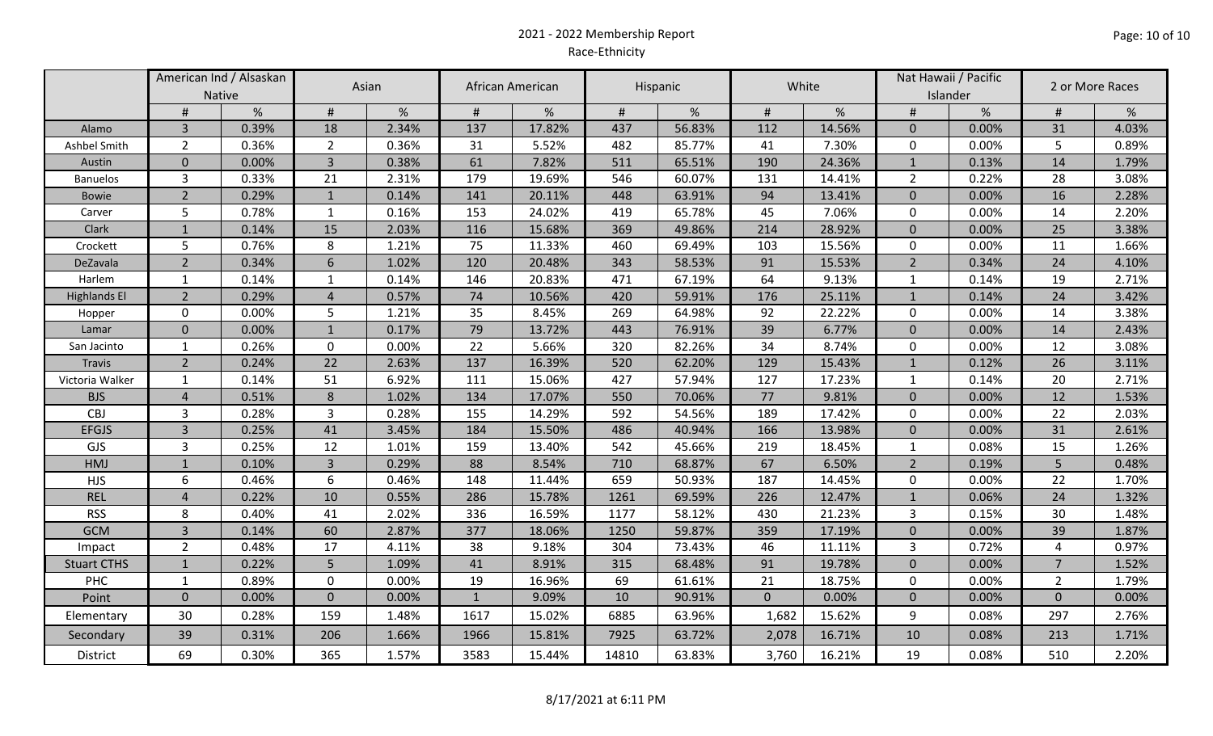# 2021 - 2022 Membership Report

## Race-Ethnicity

| | American Ind / Alsaskan Native | | Asian | | African American | | Hispanic | | White | | Nat Hawaii / Pacific Islander | | 2 or More Races | |
|---|---|---|---|---|---|---|---|---|---|---|---|---|---|---|
| | # | % | # | % | # | % | # | % | # | % | # | % | # | % |
| Alamo | 3 | 0.39% | 18 | 2.34% | 137 | 17.82% | 437 | 56.83% | 112 | 14.56% | 0 | 0.00% | 31 | 4.03% |
| Ashbel Smith | 2 | 0.36% | 2 | 0.36% | 31 | 5.52% | 482 | 85.77% | 41 | 7.30% | 0 | 0.00% | 5 | 0.89% |
| Austin | 0 | 0.00% | 3 | 0.38% | 61 | 7.82% | 511 | 65.51% | 190 | 24.36% | 1 | 0.13% | 14 | 1.79% |
| Banuelos | 3 | 0.33% | 21 | 2.31% | 179 | 19.69% | 546 | 60.07% | 131 | 14.41% | 2 | 0.22% | 28 | 3.08% |
| Bowie | 2 | 0.29% | 1 | 0.14% | 141 | 20.11% | 448 | 63.91% | 94 | 13.41% | 0 | 0.00% | 16 | 2.28% |
| Carver | 5 | 0.78% | 1 | 0.16% | 153 | 24.02% | 419 | 65.78% | 45 | 7.06% | 0 | 0.00% | 14 | 2.20% |
| Clark | 1 | 0.14% | 15 | 2.03% | 116 | 15.68% | 369 | 49.86% | 214 | 28.92% | 0 | 0.00% | 25 | 3.38% |
| Crockett | 5 | 0.76% | 8 | 1.21% | 75 | 11.33% | 460 | 69.49% | 103 | 15.56% | 0 | 0.00% | 11 | 1.66% |
| DeZavala | 2 | 0.34% | 6 | 1.02% | 120 | 20.48% | 343 | 58.53% | 91 | 15.53% | 2 | 0.34% | 24 | 4.10% |
| Harlem | 1 | 0.14% | 1 | 0.14% | 146 | 20.83% | 471 | 67.19% | 64 | 9.13% | 1 | 0.14% | 19 | 2.71% |
| Highlands El | 2 | 0.29% | 4 | 0.57% | 74 | 10.56% | 420 | 59.91% | 176 | 25.11% | 1 | 0.14% | 24 | 3.42% |
| Hopper | 0 | 0.00% | 5 | 1.21% | 35 | 8.45% | 269 | 64.98% | 92 | 22.22% | 0 | 0.00% | 14 | 3.38% |
| Lamar | 0 | 0.00% | 1 | 0.17% | 79 | 13.72% | 443 | 76.91% | 39 | 6.77% | 0 | 0.00% | 14 | 2.43% |
| San Jacinto | 1 | 0.26% | 0 | 0.00% | 22 | 5.66% | 320 | 82.26% | 34 | 8.74% | 0 | 0.00% | 12 | 3.08% |
| Travis | 2 | 0.24% | 22 | 2.63% | 137 | 16.39% | 520 | 62.20% | 129 | 15.43% | 1 | 0.12% | 26 | 3.11% |
| Victoria Walker | 1 | 0.14% | 51 | 6.92% | 111 | 15.06% | 427 | 57.94% | 127 | 17.23% | 1 | 0.14% | 20 | 2.71% |
| BJS | 4 | 0.51% | 8 | 1.02% | 134 | 17.07% | 550 | 70.06% | 77 | 9.81% | 0 | 0.00% | 12 | 1.53% |
| CBJ | 3 | 0.28% | 3 | 0.28% | 155 | 14.29% | 592 | 54.56% | 189 | 17.42% | 0 | 0.00% | 22 | 2.03% |
| EFGJS | 3 | 0.25% | 41 | 3.45% | 184 | 15.50% | 486 | 40.94% | 166 | 13.98% | 0 | 0.00% | 31 | 2.61% |
| GJS | 3 | 0.25% | 12 | 1.01% | 159 | 13.40% | 542 | 45.66% | 219 | 18.45% | 1 | 0.08% | 15 | 1.26% |
| HMJ | 1 | 0.10% | 3 | 0.29% | 88 | 8.54% | 710 | 68.87% | 67 | 6.50% | 2 | 0.19% | 5 | 0.48% |
| HJS | 6 | 0.46% | 6 | 0.46% | 148 | 11.44% | 659 | 50.93% | 187 | 14.45% | 0 | 0.00% | 22 | 1.70% |
| REL | 4 | 0.22% | 10 | 0.55% | 286 | 15.78% | 1261 | 69.59% | 226 | 12.47% | 1 | 0.06% | 24 | 1.32% |
| RSS | 8 | 0.40% | 41 | 2.02% | 336 | 16.59% | 1177 | 58.12% | 430 | 21.23% | 3 | 0.15% | 30 | 1.48% |
| GCM | 3 | 0.14% | 60 | 2.87% | 377 | 18.06% | 1250 | 59.87% | 359 | 17.19% | 0 | 0.00% | 39 | 1.87% |
| Impact | 2 | 0.48% | 17 | 4.11% | 38 | 9.18% | 304 | 73.43% | 46 | 11.11% | 3 | 0.72% | 4 | 0.97% |
| Stuart CTHS | 1 | 0.22% | 5 | 1.09% | 41 | 8.91% | 315 | 68.48% | 91 | 19.78% | 0 | 0.00% | 7 | 1.52% |
| PHC | 1 | 0.89% | 0 | 0.00% | 19 | 16.96% | 69 | 61.61% | 21 | 18.75% | 0 | 0.00% | 2 | 1.79% |
| Point | 0 | 0.00% | 0 | 0.00% | 1 | 9.09% | 10 | 90.91% | 0 | 0.00% | 0 | 0.00% | 0 | 0.00% |
| Elementary | 30 | 0.28% | 159 | 1.48% | 1617 | 15.02% | 6885 | 63.96% | 1,682 | 15.62% | 9 | 0.08% | 297 | 2.76% |
| Secondary | 39 | 0.31% | 206 | 1.66% | 1966 | 15.81% | 7925 | 63.72% | 2,078 | 16.71% | 10 | 0.08% | 213 | 1.71% |
| District | 69 | 0.30% | 365 | 1.57% | 3583 | 15.44% | 14810 | 63.83% | 3,760 | 16.21% | 19 | 0.08% | 510 | 2.20% |

8/17/2021 at 6:11 PM